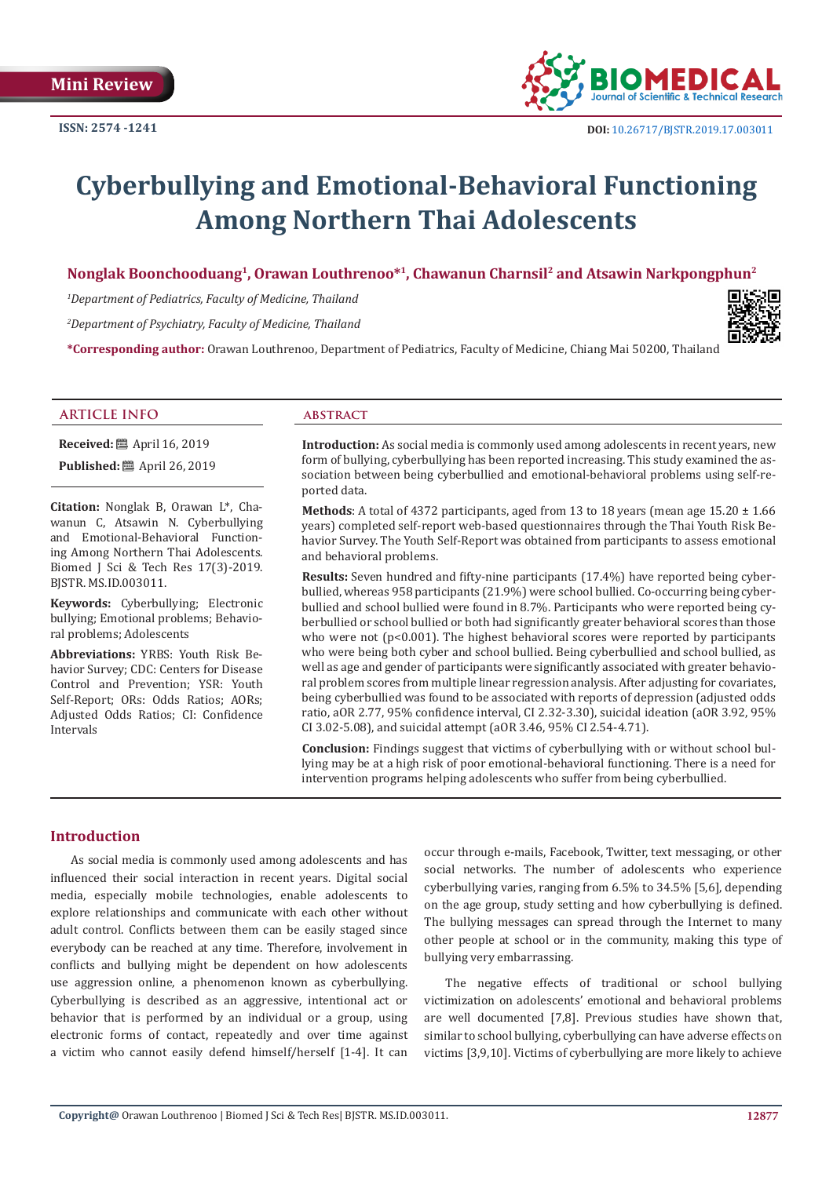Mini Review

ISSN: 2574 -1241

DOI: 10.26717/BJSTR.2019.17.003011

# Cyberbullying and Emotional-Behavioral Functioning Among Northern Thai Adolescents

**Nonglak Boonchooduang[1], Orawan Louthrenoo*[1], Chawanun Charnsil[2] and Atsawin Narkpongphun[2]**

*[1]Department of Pediatrics, Faculty of Medicine, Thailand*

*[2]Department of Psychiatry, Faculty of Medicine, Thailand*

**\*Corresponding author:** Orawan Louthrenoo, Department of Pediatrics, Faculty of Medicine, Chiang Mai 50200, Thailand

## ARTICLE INFO

**Received:** April 16, 2019

**Published:** April 26, 2019

**Citation:** Nonglak B, Orawan L*, Chawanun C, Atsawin N. Cyberbullying and Emotional-Behavioral Functioning Among Northern Thai Adolescents. Biomed J Sci & Tech Res 17(3)-2019. BJSTR. MS.ID.003011.

**Keywords:** Cyberbullying; Electronic bullying; Emotional problems; Behavioral problems; Adolescents

**Abbreviations:** YRBS: Youth Risk Behavior Survey; CDC: Centers for Disease Control and Prevention; YSR: Youth Self-Report; ORs: Odds Ratios; AORs; Adjusted Odds Ratios; CI: Confidence Intervals

## ABSTRACT

**Introduction:** As social media is commonly used among adolescents in recent years, new form of bullying, cyberbullying has been reported increasing. This study examined the association between being cyberbullied and emotional-behavioral problems using self-reported data.

**Methods**: A total of 4372 participants, aged from 13 to 18 years (mean age 15.20 ± 1.66 years) completed self-report web-based questionnaires through the Thai Youth Risk Behavior Survey. The Youth Self-Report was obtained from participants to assess emotional and behavioral problems.

**Results:** Seven hundred and fifty-nine participants (17.4%) have reported being cyberbullied, whereas 958 participants (21.9%) were school bullied. Co-occurring being cyberbullied and school bullied were found in 8.7%. Participants who were reported being cyberbullied or school bullied or both had significantly greater behavioral scores than those who were not ($p<0.001$). The highest behavioral scores were reported by participants who were being both cyber and school bullied. Being cyberbullied and school bullied, as well as age and gender of participants were significantly associated with greater behavioral problem scores from multiple linear regression analysis. After adjusting for covariates, being cyberbullied was found to be associated with reports of depression (adjusted odds ratio, aOR 2.77, 95% confidence interval, CI 2.32-3.30), suicidal ideation (aOR 3.92, 95% CI 3.02-5.08), and suicidal attempt (aOR 3.46, 95% CI 2.54-4.71).

**Conclusion:** Findings suggest that victims of cyberbullying with or without school bullying may be at a high risk of poor emotional-behavioral functioning. There is a need for intervention programs helping adolescents who suffer from being cyberbullied.

## Introduction

As social media is commonly used among adolescents and has influenced their social interaction in recent years. Digital social media, especially mobile technologies, enable adolescents to explore relationships and communicate with each other without adult control. Conflicts between them can be easily staged since everybody can be reached at any time. Therefore, involvement in conflicts and bullying might be dependent on how adolescents use aggression online, a phenomenon known as cyberbullying. Cyberbullying is described as an aggressive, intentional act or behavior that is performed by an individual or a group, using electronic forms of contact, repeatedly and over time against a victim who cannot easily defend himself/herself [1-4]. It can occur through e-mails, Facebook, Twitter, text messaging, or other social networks. The number of adolescents who experience cyberbullying varies, ranging from 6.5% to 34.5% [5,6], depending on the age group, study setting and how cyberbullying is defined. The bullying messages can spread through the Internet to many other people at school or in the community, making this type of bullying very embarrassing.

The negative effects of traditional or school bullying victimization on adolescents' emotional and behavioral problems are well documented [7,8]. Previous studies have shown that, similar to school bullying, cyberbullying can have adverse effects on victims [3,9,10]. Victims of cyberbullying are more likely to achieve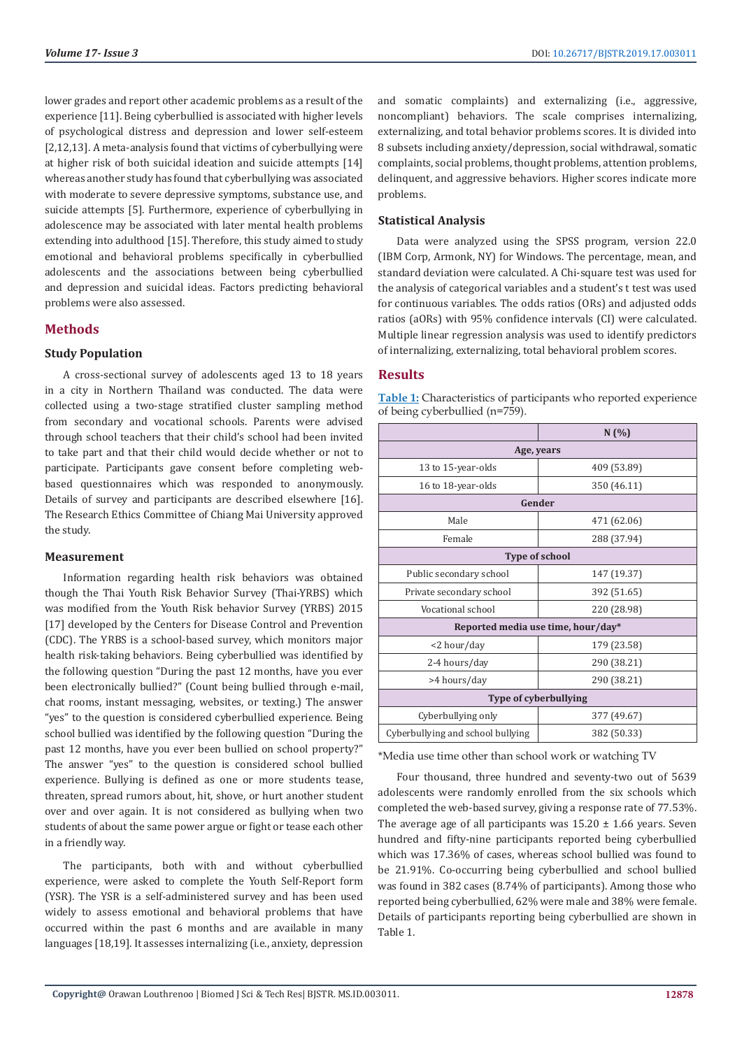lower grades and report other academic problems as a result of the experience [11]. Being cyberbullied is associated with higher levels of psychological distress and depression and lower self-esteem [2,12,13]. A meta-analysis found that victims of cyberbullying were at higher risk of both suicidal ideation and suicide attempts [14] whereas another study has found that cyberbullying was associated with moderate to severe depressive symptoms, substance use, and suicide attempts [5]. Furthermore, experience of cyberbullying in adolescence may be associated with later mental health problems extending into adulthood [15]. Therefore, this study aimed to study emotional and behavioral problems specifically in cyberbullied adolescents and the associations between being cyberbullied and depression and suicidal ideas. Factors predicting behavioral problems were also assessed.

## Methods

### Study Population

A cross-sectional survey of adolescents aged 13 to 18 years in a city in Northern Thailand was conducted. The data were collected using a two-stage stratified cluster sampling method from secondary and vocational schools. Parents were advised through school teachers that their child's school had been invited to take part and that their child would decide whether or not to participate. Participants gave consent before completing web-based questionnaires which was responded to anonymously. Details of survey and participants are described elsewhere [16]. The Research Ethics Committee of Chiang Mai University approved the study.

### Measurement

Information regarding health risk behaviors was obtained though the Thai Youth Risk Behavior Survey (Thai-YRBS) which was modified from the Youth Risk behavior Survey (YRBS) 2015 [17] developed by the Centers for Disease Control and Prevention (CDC). The YRBS is a school-based survey, which monitors major health risk-taking behaviors. Being cyberbullied was identified by the following question "During the past 12 months, have you ever been electronically bullied?" (Count being bullied through e-mail, chat rooms, instant messaging, websites, or texting.) The answer "yes" to the question is considered cyberbullied experience. Being school bullied was identified by the following question "During the past 12 months, have you ever been bullied on school property?" The answer "yes" to the question is considered school bullied experience. Bullying is defined as one or more students tease, threaten, spread rumors about, hit, shove, or hurt another student over and over again. It is not considered as bullying when two students of about the same power argue or fight or tease each other in a friendly way.

The participants, both with and without cyberbullied experience, were asked to complete the Youth Self-Report form (YSR). The YSR is a self-administered survey and has been used widely to assess emotional and behavioral problems that have occurred within the past 6 months and are available in many languages [18,19]. It assesses internalizing (i.e., anxiety, depression and somatic complaints) and externalizing (i.e., aggressive, noncompliant) behaviors. The scale comprises internalizing, externalizing, and total behavior problems scores. It is divided into 8 subsets including anxiety/depression, social withdrawal, somatic complaints, social problems, thought problems, attention problems, delinquent, and aggressive behaviors. Higher scores indicate more problems.

### Statistical Analysis

Data were analyzed using the SPSS program, version 22.0 (IBM Corp, Armonk, NY) for Windows. The percentage, mean, and standard deviation were calculated. A Chi-square test was used for the analysis of categorical variables and a student's t test was used for continuous variables. The odds ratios (ORs) and adjusted odds ratios (aORs) with 95% confidence intervals (CI) were calculated. Multiple linear regression analysis was used to identify predictors of internalizing, externalizing, total behavioral problem scores.

## Results

Table 1: Characteristics of participants who reported experience of being cyberbullied (n=759).

| | N (%) |
|---|---|
| **Age, years** | |
| 13 to 15-year-olds | 409 (53.89) |
| 16 to 18-year-olds | 350 (46.11) |
| **Gender** | |
| Male | 471 (62.06) |
| Female | 288 (37.94) |
| **Type of school** | |
| Public secondary school | 147 (19.37) |
| Private secondary school | 392 (51.65) |
| Vocational school | 220 (28.98) |
| **Reported media use time, hour/day*** | |
| <2 hour/day | 179 (23.58) |
| 2-4 hours/day | 290 (38.21) |
| >4 hours/day | 290 (38.21) |
| **Type of cyberbullying** | |
| Cyberbullying only | 377 (49.67) |
| Cyberbullying and school bullying | 382 (50.33) |

*Media use time other than school work or watching TV

Four thousand, three hundred and seventy-two out of 5639 adolescents were randomly enrolled from the six schools which completed the web-based survey, giving a response rate of 77.53%. The average age of all participants was 15.20 ± 1.66 years. Seven hundred and fifty-nine participants reported being cyberbullied which was 17.36% of cases, whereas school bullied was found to be 21.91%. Co-occurring being cyberbullied and school bullied was found in 382 cases (8.74% of participants). Among those who reported being cyberbullied, 62% were male and 38% were female. Details of participants reporting being cyberbullied are shown in Table 1.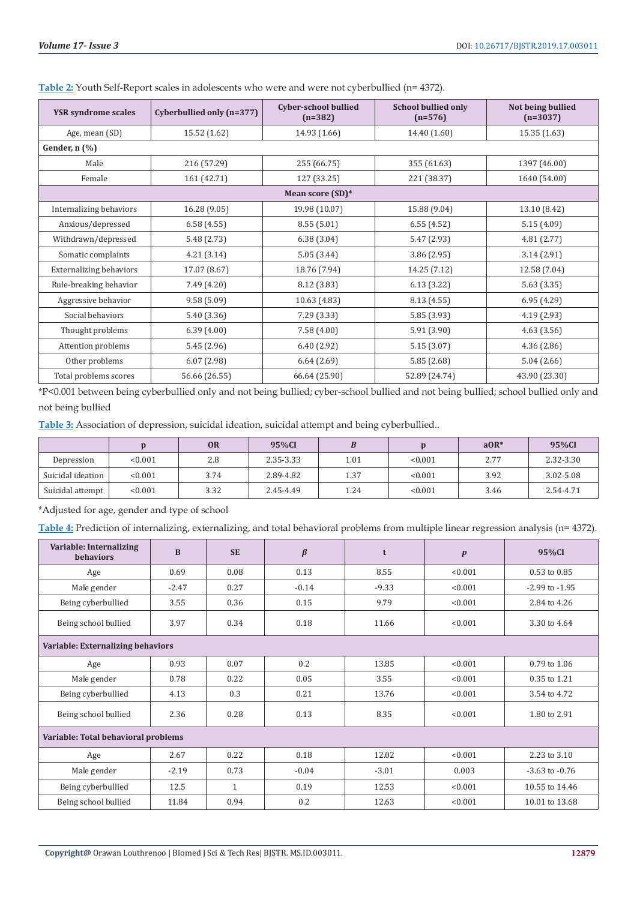**Table 2:** Youth Self-Report scales in adolescents who were and were not cyberbullied (n= 4372).

| YSR syndrome scales | Cyberbullied only (n=377) | Cyber-school bullied (n=382) | School bullied only (n=576) | Not being bullied (n=3037) |
|---|---|---|---|---|
| Age, mean (SD) | 15.52 (1.62) | 14.93 (1.66) | 14.40 (1.60) | 15.35 (1.63) |
| **Gender, n (%)** | | | | |
| Male | 216 (57.29) | 255 (66.75) | 355 (61.63) | 1397 (46.00) |
| Female | 161 (42.71) | 127 (33.25) | 221 (38.37) | 1640 (54.00) |
| **Mean score (SD)*** | | | | |
| Internalizing behaviors | 16.28 (9.05) | 19.98 (10.07) | 15.88 (9.04) | 13.10 (8.42) |
| Anxious/depressed | 6.58 (4.55) | 8.55 (5.01) | 6.55 (4.52) | 5.15 (4.09) |
| Withdrawn/depressed | 5.48 (2.73) | 6.38 (3.04) | 5.47 (2.93) | 4.81 (2.77) |
| Somatic complaints | 4.21 (3.14) | 5.05 (3.44) | 3.86 (2.95) | 3.14 (2.91) |
| Externalizing behaviors | 17.07 (8.67) | 18.76 (7.94) | 14.25 (7.12) | 12.58 (7.04) |
| Rule-breaking behavior | 7.49 (4.20) | 8.12 (3.83) | 6.13 (3.22) | 5.63 (3.35) |
| Aggressive behavior | 9.58 (5.09) | 10.63 (4.83) | 8.13 (4.55) | 6.95 (4.29) |
| Social behaviors | 5.40 (3.36) | 7.29 (3.33) | 5.85 (3.93) | 4.19 (2.93) |
| Thought problems | 6.39 (4.00) | 7.58 (4.00) | 5.91 (3.90) | 4.63 (3.56) |
| Attention problems | 5.45 (2.96) | 6.40 (2.92) | 5.15 (3.07) | 4.36 (2.86) |
| Other problems | 6.07 (2.98) | 6.64 (2.69) | 5.85 (2.68) | 5.04 (2.66) |
| Total problems scores | 56.66 (26.55) | 66.64 (25.90) | 52.89 (24.74) | 43.90 (23.30) |

*P<0.001 between being cyberbullied only and not being bullied; cyber-school bullied and not being bullied; school bullied only and not being bullied

**Table 3:** Association of depression, suicidal ideation, suicidal attempt and being cyberbullied..

| | p | OR | 95%CI | *B* | p | aOR* | 95%CI |
|---|---|---|---|---|---|---|---|
| Depression | <0.001 | 2.8 | 2.35-3.33 | 1.01 | <0.001 | 2.77 | 2.32-3.30 |
| Suicidal ideation | <0.001 | 3.74 | 2.89-4.82 | 1.37 | <0.001 | 3.92 | 3.02-5.08 |
| Suicidal attempt | <0.001 | 3.32 | 2.45-4.49 | 1.24 | <0.001 | 3.46 | 2.54-4.71 |

*Adjusted for age, gender and type of school

**Table 4:** Prediction of internalizing, externalizing, and total behavioral problems from multiple linear regression analysis (n= 4372).

| Variable: Internalizing behaviors | B | SE | *β* | t | *p* | 95%CI |
|---|---|---|---|---|---|---|
| Age | 0.69 | 0.08 | 0.13 | 8.55 | <0.001 | 0.53 to 0.85 |
| Male gender | -2.47 | 0.27 | -0.14 | -9.33 | <0.001 | -2.99 to -1.95 |
| Being cyberbullied | 3.55 | 0.36 | 0.15 | 9.79 | <0.001 | 2.84 to 4.26 |
| Being school bullied | 3.97 | 0.34 | 0.18 | 11.66 | <0.001 | 3.30 to 4.64 |
| **Variable: Externalizing behaviors** | | | | | | |
| Age | 0.93 | 0.07 | 0.2 | 13.85 | <0.001 | 0.79 to 1.06 |
| Male gender | 0.78 | 0.22 | 0.05 | 3.55 | <0.001 | 0.35 to 1.21 |
| Being cyberbullied | 4.13 | 0.3 | 0.21 | 13.76 | <0.001 | 3.54 to 4.72 |
| Being school bullied | 2.36 | 0.28 | 0.13 | 8.35 | <0.001 | 1.80 to 2.91 |
| **Variable: Total behavioral problems** | | | | | | |
| Age | 2.67 | 0.22 | 0.18 | 12.02 | <0.001 | 2.23 to 3.10 |
| Male gender | -2.19 | 0.73 | -0.04 | -3.01 | 0.003 | -3.63 to -0.76 |
| Being cyberbullied | 12.5 | 1 | 0.19 | 12.53 | <0.001 | 10.55 to 14.46 |
| Being school bullied | 11.84 | 0.94 | 0.2 | 12.63 | <0.001 | 10.01 to 13.68 |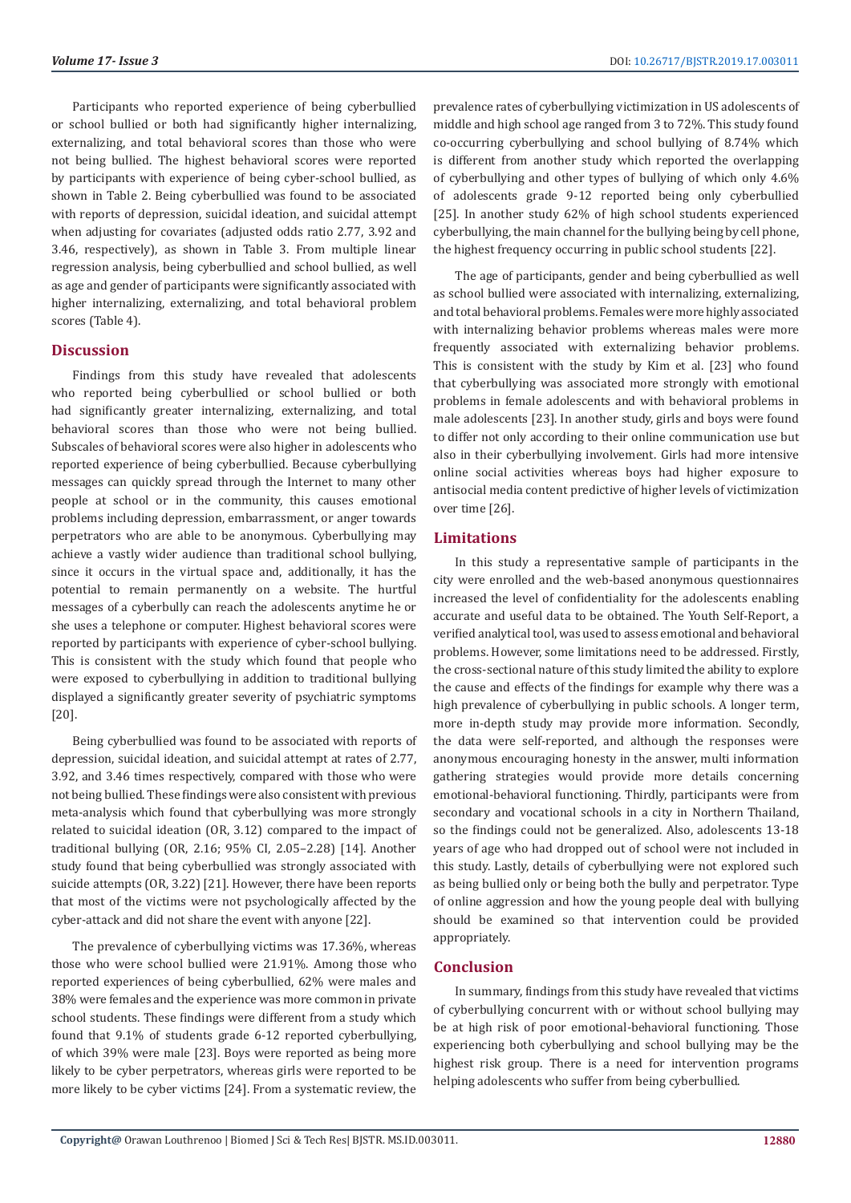Participants who reported experience of being cyberbullied or school bullied or both had significantly higher internalizing, externalizing, and total behavioral scores than those who were not being bullied. The highest behavioral scores were reported by participants with experience of being cyber-school bullied, as shown in Table 2. Being cyberbullied was found to be associated with reports of depression, suicidal ideation, and suicidal attempt when adjusting for covariates (adjusted odds ratio 2.77, 3.92 and 3.46, respectively), as shown in Table 3. From multiple linear regression analysis, being cyberbullied and school bullied, as well as age and gender of participants were significantly associated with higher internalizing, externalizing, and total behavioral problem scores (Table 4).

## Discussion

Findings from this study have revealed that adolescents who reported being cyberbullied or school bullied or both had significantly greater internalizing, externalizing, and total behavioral scores than those who were not being bullied. Subscales of behavioral scores were also higher in adolescents who reported experience of being cyberbullied. Because cyberbullying messages can quickly spread through the Internet to many other people at school or in the community, this causes emotional problems including depression, embarrassment, or anger towards perpetrators who are able to be anonymous. Cyberbullying may achieve a vastly wider audience than traditional school bullying, since it occurs in the virtual space and, additionally, it has the potential to remain permanently on a website. The hurtful messages of a cyberbully can reach the adolescents anytime he or she uses a telephone or computer. Highest behavioral scores were reported by participants with experience of cyber-school bullying. This is consistent with the study which found that people who were exposed to cyberbullying in addition to traditional bullying displayed a significantly greater severity of psychiatric symptoms [20].

Being cyberbullied was found to be associated with reports of depression, suicidal ideation, and suicidal attempt at rates of 2.77, 3.92, and 3.46 times respectively, compared with those who were not being bullied. These findings were also consistent with previous meta-analysis which found that cyberbullying was more strongly related to suicidal ideation (OR, 3.12) compared to the impact of traditional bullying (OR, 2.16; 95% CI, 2.05–2.28) [14]. Another study found that being cyberbullied was strongly associated with suicide attempts (OR, 3.22) [21]. However, there have been reports that most of the victims were not psychologically affected by the cyber-attack and did not share the event with anyone [22].

The prevalence of cyberbullying victims was 17.36%, whereas those who were school bullied were 21.91%. Among those who reported experiences of being cyberbullied, 62% were males and 38% were females and the experience was more common in private school students. These findings were different from a study which found that 9.1% of students grade 6-12 reported cyberbullying, of which 39% were male [23]. Boys were reported as being more likely to be cyber perpetrators, whereas girls were reported to be more likely to be cyber victims [24]. From a systematic review, the prevalence rates of cyberbullying victimization in US adolescents of middle and high school age ranged from 3 to 72%. This study found co-occurring cyberbullying and school bullying of 8.74% which is different from another study which reported the overlapping of cyberbullying and other types of bullying of which only 4.6% of adolescents grade 9-12 reported being only cyberbullied [25]. In another study 62% of high school students experienced cyberbullying, the main channel for the bullying being by cell phone, the highest frequency occurring in public school students [22].

The age of participants, gender and being cyberbullied as well as school bullied were associated with internalizing, externalizing, and total behavioral problems. Females were more highly associated with internalizing behavior problems whereas males were more frequently associated with externalizing behavior problems. This is consistent with the study by Kim et al. [23] who found that cyberbullying was associated more strongly with emotional problems in female adolescents and with behavioral problems in male adolescents [23]. In another study, girls and boys were found to differ not only according to their online communication use but also in their cyberbullying involvement. Girls had more intensive online social activities whereas boys had higher exposure to antisocial media content predictive of higher levels of victimization over time [26].

## Limitations

In this study a representative sample of participants in the city were enrolled and the web-based anonymous questionnaires increased the level of confidentiality for the adolescents enabling accurate and useful data to be obtained. The Youth Self-Report, a verified analytical tool, was used to assess emotional and behavioral problems. However, some limitations need to be addressed. Firstly, the cross-sectional nature of this study limited the ability to explore the cause and effects of the findings for example why there was a high prevalence of cyberbullying in public schools. A longer term, more in-depth study may provide more information. Secondly, the data were self-reported, and although the responses were anonymous encouraging honesty in the answer, multi information gathering strategies would provide more details concerning emotional-behavioral functioning. Thirdly, participants were from secondary and vocational schools in a city in Northern Thailand, so the findings could not be generalized. Also, adolescents 13-18 years of age who had dropped out of school were not included in this study. Lastly, details of cyberbullying were not explored such as being bullied only or being both the bully and perpetrator. Type of online aggression and how the young people deal with bullying should be examined so that intervention could be provided appropriately.

## Conclusion

In summary, findings from this study have revealed that victims of cyberbullying concurrent with or without school bullying may be at high risk of poor emotional-behavioral functioning. Those experiencing both cyberbullying and school bullying may be the highest risk group. There is a need for intervention programs helping adolescents who suffer from being cyberbullied.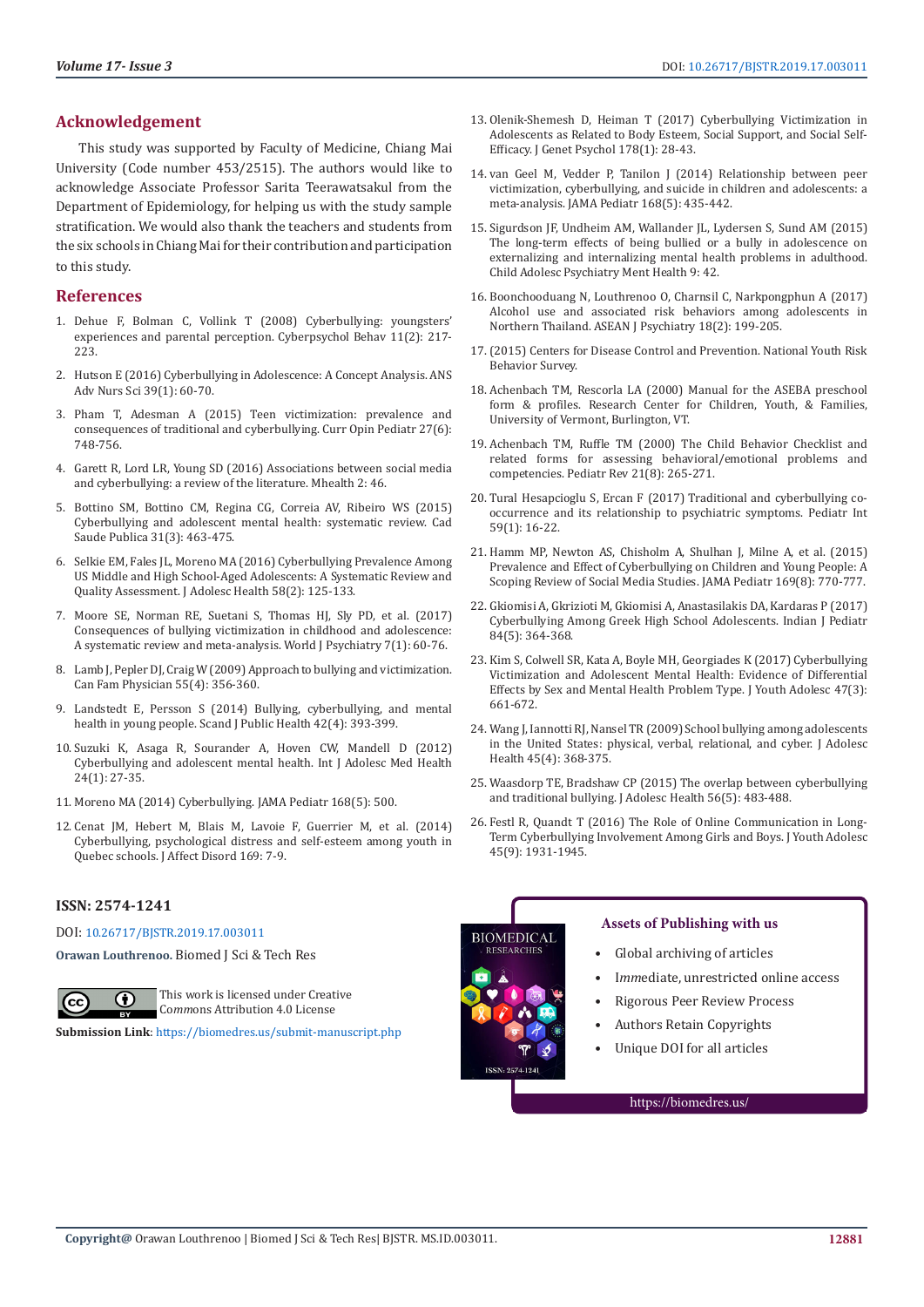## Acknowledgement

This study was supported by Faculty of Medicine, Chiang Mai University (Code number 453/2515). The authors would like to acknowledge Associate Professor Sarita Teerawatsakul from the Department of Epidemiology, for helping us with the study sample stratification. We would also thank the teachers and students from the six schools in Chiang Mai for their contribution and participation to this study.

## References

1. Dehue F, Bolman C, Vollink T (2008) Cyberbullying: youngsters' experiences and parental perception. Cyberpsychol Behav 11(2): 217-223.
2. Hutson E (2016) Cyberbullying in Adolescence: A Concept Analysis. ANS Adv Nurs Sci 39(1): 60-70.
3. Pham T, Adesman A (2015) Teen victimization: prevalence and consequences of traditional and cyberbullying. Curr Opin Pediatr 27(6): 748-756.
4. Garett R, Lord LR, Young SD (2016) Associations between social media and cyberbullying: a review of the literature. Mhealth 2: 46.
5. Bottino SM, Bottino CM, Regina CG, Correia AV, Ribeiro WS (2015) Cyberbullying and adolescent mental health: systematic review. Cad Saude Publica 31(3): 463-475.
6. Selkie EM, Fales JL, Moreno MA (2016) Cyberbullying Prevalence Among US Middle and High School-Aged Adolescents: A Systematic Review and Quality Assessment. J Adolesc Health 58(2): 125-133.
7. Moore SE, Norman RE, Suetani S, Thomas HJ, Sly PD, et al. (2017) Consequences of bullying victimization in childhood and adolescence: A systematic review and meta-analysis. World J Psychiatry 7(1): 60-76.
8. Lamb J, Pepler DJ, Craig W (2009) Approach to bullying and victimization. Can Fam Physician 55(4): 356-360.
9. Landstedt E, Persson S (2014) Bullying, cyberbullying, and mental health in young people. Scand J Public Health 42(4): 393-399.
10. Suzuki K, Asaga R, Sourander A, Hoven CW, Mandell D (2012) Cyberbullying and adolescent mental health. Int J Adolesc Med Health 24(1): 27-35.
11. Moreno MA (2014) Cyberbullying. JAMA Pediatr 168(5): 500.
12. Cenat JM, Hebert M, Blais M, Lavoie F, Guerrier M, et al. (2014) Cyberbullying, psychological distress and self-esteem among youth in Quebec schools. J Affect Disord 169: 7-9.
13. Olenik-Shemesh D, Heiman T (2017) Cyberbullying Victimization in Adolescents as Related to Body Esteem, Social Support, and Social Self-Efficacy. J Genet Psychol 178(1): 28-43.
14. van Geel M, Vedder P, Tanilon J (2014) Relationship between peer victimization, cyberbullying, and suicide in children and adolescents: a meta-analysis. JAMA Pediatr 168(5): 435-442.
15. Sigurdson JF, Undheim AM, Wallander JL, Lydersen S, Sund AM (2015) The long-term effects of being bullied or a bully in adolescence on externalizing and internalizing mental health problems in adulthood. Child Adolesc Psychiatry Ment Health 9: 42.
16. Boonchooduang N, Louthrenoo O, Charnsil C, Narkpongphun A (2017) Alcohol use and associated risk behaviors among adolescents in Northern Thailand. ASEAN J Psychiatry 18(2): 199-205.
17. (2015) Centers for Disease Control and Prevention. National Youth Risk Behavior Survey.
18. Achenbach TM, Rescorla LA (2000) Manual for the ASEBA preschool form & profiles. Research Center for Children, Youth, & Families, University of Vermont, Burlington, VT.
19. Achenbach TM, Ruffle TM (2000) The Child Behavior Checklist and related forms for assessing behavioral/emotional problems and competencies. Pediatr Rev 21(8): 265-271.
20. Tural Hesapcioglu S, Ercan F (2017) Traditional and cyberbullying co-occurrence and its relationship to psychiatric symptoms. Pediatr Int 59(1): 16-22.
21. Hamm MP, Newton AS, Chisholm A, Shulhan J, Milne A, et al. (2015) Prevalence and Effect of Cyberbullying on Children and Young People: A Scoping Review of Social Media Studies. JAMA Pediatr 169(8): 770-777.
22. Gkiomisi A, Gkrizioti M, Gkiomisi A, Anastasilakis DA, Kardaras P (2017) Cyberbullying Among Greek High School Adolescents. Indian J Pediatr 84(5): 364-368.
23. Kim S, Colwell SR, Kata A, Boyle MH, Georgiades K (2017) Cyberbullying Victimization and Adolescent Mental Health: Evidence of Differential Effects by Sex and Mental Health Problem Type. J Youth Adolesc 47(3): 661-672.
24. Wang J, Iannotti RJ, Nansel TR (2009) School bullying among adolescents in the United States: physical, verbal, relational, and cyber. J Adolesc Health 45(4): 368-375.
25. Waasdorp TE, Bradshaw CP (2015) The overlap between cyberbullying and traditional bullying. J Adolesc Health 56(5): 483-488.
26. Festl R, Quandt T (2016) The Role of Online Communication in Long-Term Cyberbullying Involvement Among Girls and Boys. J Youth Adolesc 45(9): 1931-1945.

**ISSN: 2574-1241**

DOI: 10.26717/BJSTR.2019.17.003011

**Orawan Louthrenoo.** Biomed J Sci & Tech Res

This work is licensed under Creative Commons Attribution 4.0 License

**Submission Link**: https://biomedres.us/submit-manuscript.php

**Assets of Publishing with us**

- Global archiving of articles
- Immediate, unrestricted online access
- Rigorous Peer Review Process
- Authors Retain Copyrights
- Unique DOI for all articles

https://biomedres.us/